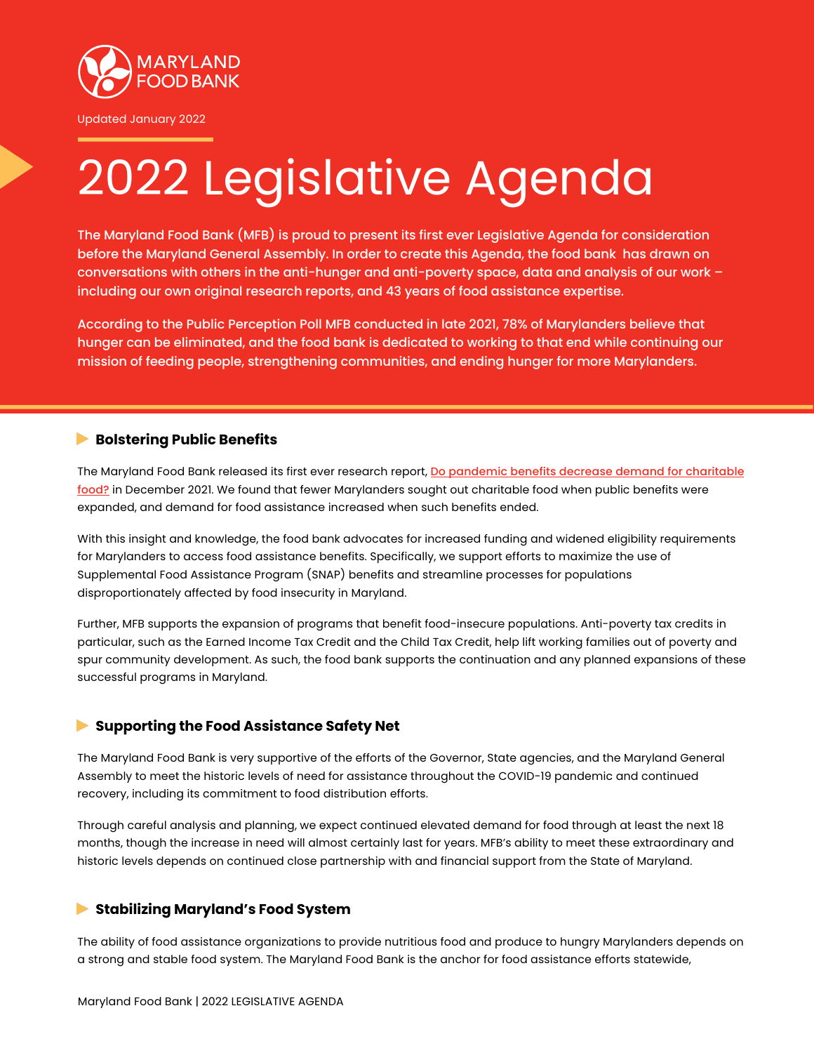MARYLAND FOOD BANK

Updated January 2022

# 2022 Legislative Agenda

**The Maryland Food Bank (MFB) is proud to present its first ever Legislative Agenda for consideration before the Maryland General Assembly. In order to create this Agenda, the food bank has drawn on conversations with others in the anti-hunger and anti-poverty space, data and analysis of our work – including our own original research reports, and 43 years of food assistance expertise.**

**According to the Public Perception Poll MFB conducted in late 2021, 78% of Marylanders believe that hunger can be eliminated, and the food bank is dedicated to working to that end while continuing our mission of feeding people, strengthening communities, and ending hunger for more Marylanders.**

## Bolstering Public Benefits

The Maryland Food Bank released its first ever research report, Do pandemic benefits decrease demand for charitable food? in December 2021. We found that fewer Marylanders sought out charitable food when public benefits were expanded, and demand for food assistance increased when such benefits ended.

With this insight and knowledge, the food bank advocates for increased funding and widened eligibility requirements for Marylanders to access food assistance benefits. Specifically, we support efforts to maximize the use of Supplemental Food Assistance Program (SNAP) benefits and streamline processes for populations disproportionately affected by food insecurity in Maryland.

Further, MFB supports the expansion of programs that benefit food-insecure populations. Anti-poverty tax credits in particular, such as the Earned Income Tax Credit and the Child Tax Credit, help lift working families out of poverty and spur community development. As such, the food bank supports the continuation and any planned expansions of these successful programs in Maryland.

## Supporting the Food Assistance Safety Net

The Maryland Food Bank is very supportive of the efforts of the Governor, State agencies, and the Maryland General Assembly to meet the historic levels of need for assistance throughout the COVID-19 pandemic and continued recovery, including its commitment to food distribution efforts.

Through careful analysis and planning, we expect continued elevated demand for food through at least the next 18 months, though the increase in need will almost certainly last for years. MFB's ability to meet these extraordinary and historic levels depends on continued close partnership with and financial support from the State of Maryland.

## Stabilizing Maryland's Food System

The ability of food assistance organizations to provide nutritious food and produce to hungry Marylanders depends on a strong and stable food system. The Maryland Food Bank is the anchor for food assistance efforts statewide,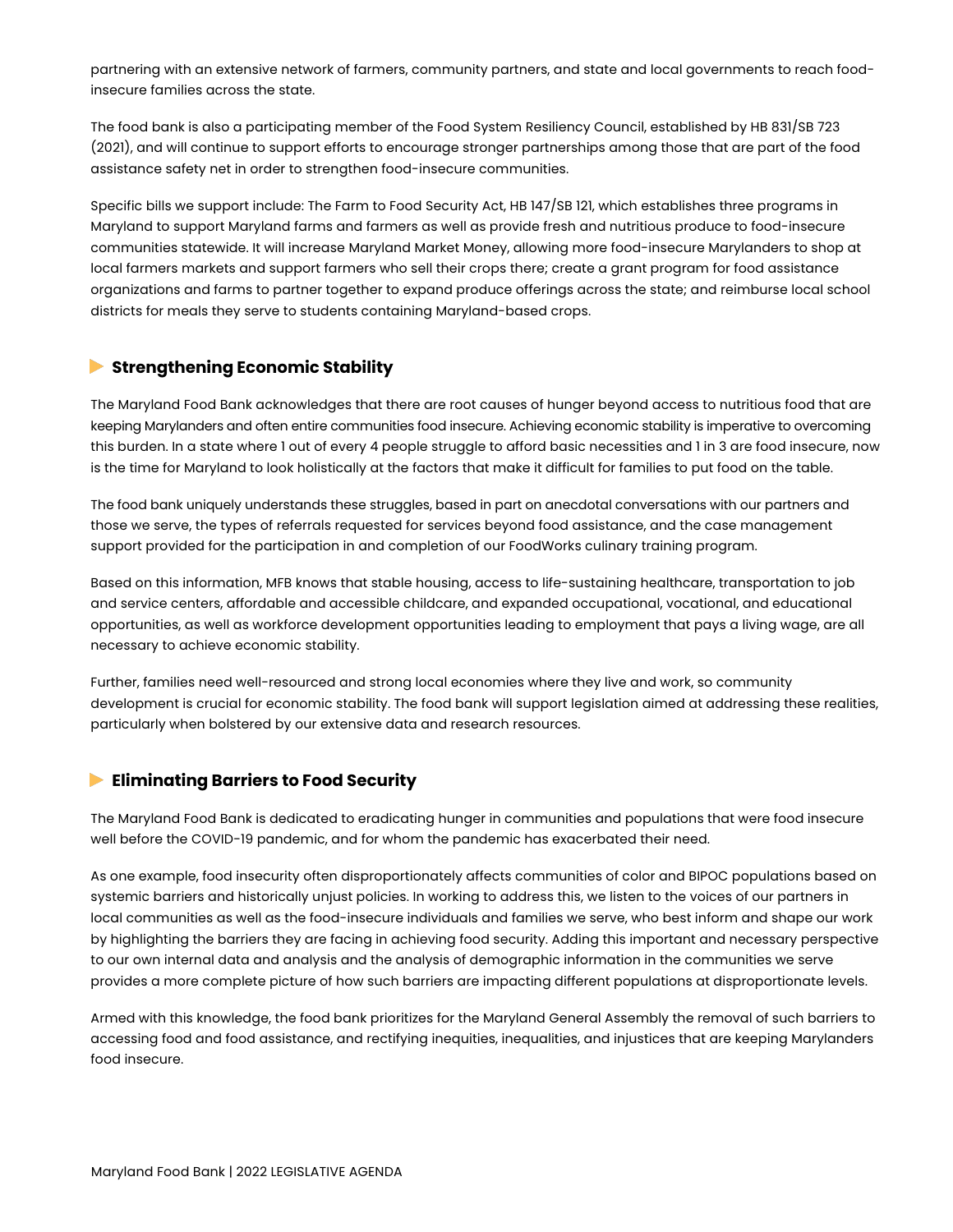partnering with an extensive network of farmers, community partners, and state and local governments to reach food-insecure families across the state.

The food bank is also a participating member of the Food System Resiliency Council, established by HB 831/SB 723 (2021), and will continue to support efforts to encourage stronger partnerships among those that are part of the food assistance safety net in order to strengthen food-insecure communities.

Specific bills we support include: The Farm to Food Security Act, HB 147/SB 121, which establishes three programs in Maryland to support Maryland farms and farmers as well as provide fresh and nutritious produce to food-insecure communities statewide. It will increase Maryland Market Money, allowing more food-insecure Marylanders to shop at local farmers markets and support farmers who sell their crops there; create a grant program for food assistance organizations and farms to partner together to expand produce offerings across the state; and reimburse local school districts for meals they serve to students containing Maryland-based crops.

## Strengthening Economic Stability

The Maryland Food Bank acknowledges that there are root causes of hunger beyond access to nutritious food that are keeping Marylanders and often entire communities food insecure. Achieving economic stability is imperative to overcoming this burden. In a state where 1 out of every 4 people struggle to afford basic necessities and 1 in 3 are food insecure, now is the time for Maryland to look holistically at the factors that make it difficult for families to put food on the table.

The food bank uniquely understands these struggles, based in part on anecdotal conversations with our partners and those we serve, the types of referrals requested for services beyond food assistance, and the case management support provided for the participation in and completion of our FoodWorks culinary training program.

Based on this information, MFB knows that stable housing, access to life-sustaining healthcare, transportation to job and service centers, affordable and accessible childcare, and expanded occupational, vocational, and educational opportunities, as well as workforce development opportunities leading to employment that pays a living wage, are all necessary to achieve economic stability.

Further, families need well-resourced and strong local economies where they live and work, so community development is crucial for economic stability. The food bank will support legislation aimed at addressing these realities, particularly when bolstered by our extensive data and research resources.

## Eliminating Barriers to Food Security

The Maryland Food Bank is dedicated to eradicating hunger in communities and populations that were food insecure well before the COVID-19 pandemic, and for whom the pandemic has exacerbated their need.

As one example, food insecurity often disproportionately affects communities of color and BIPOC populations based on systemic barriers and historically unjust policies. In working to address this, we listen to the voices of our partners in local communities as well as the food-insecure individuals and families we serve, who best inform and shape our work by highlighting the barriers they are facing in achieving food security. Adding this important and necessary perspective to our own internal data and analysis and the analysis of demographic information in the communities we serve provides a more complete picture of how such barriers are impacting different populations at disproportionate levels.

Armed with this knowledge, the food bank prioritizes for the Maryland General Assembly the removal of such barriers to accessing food and food assistance, and rectifying inequities, inequalities, and injustices that are keeping Marylanders food insecure.